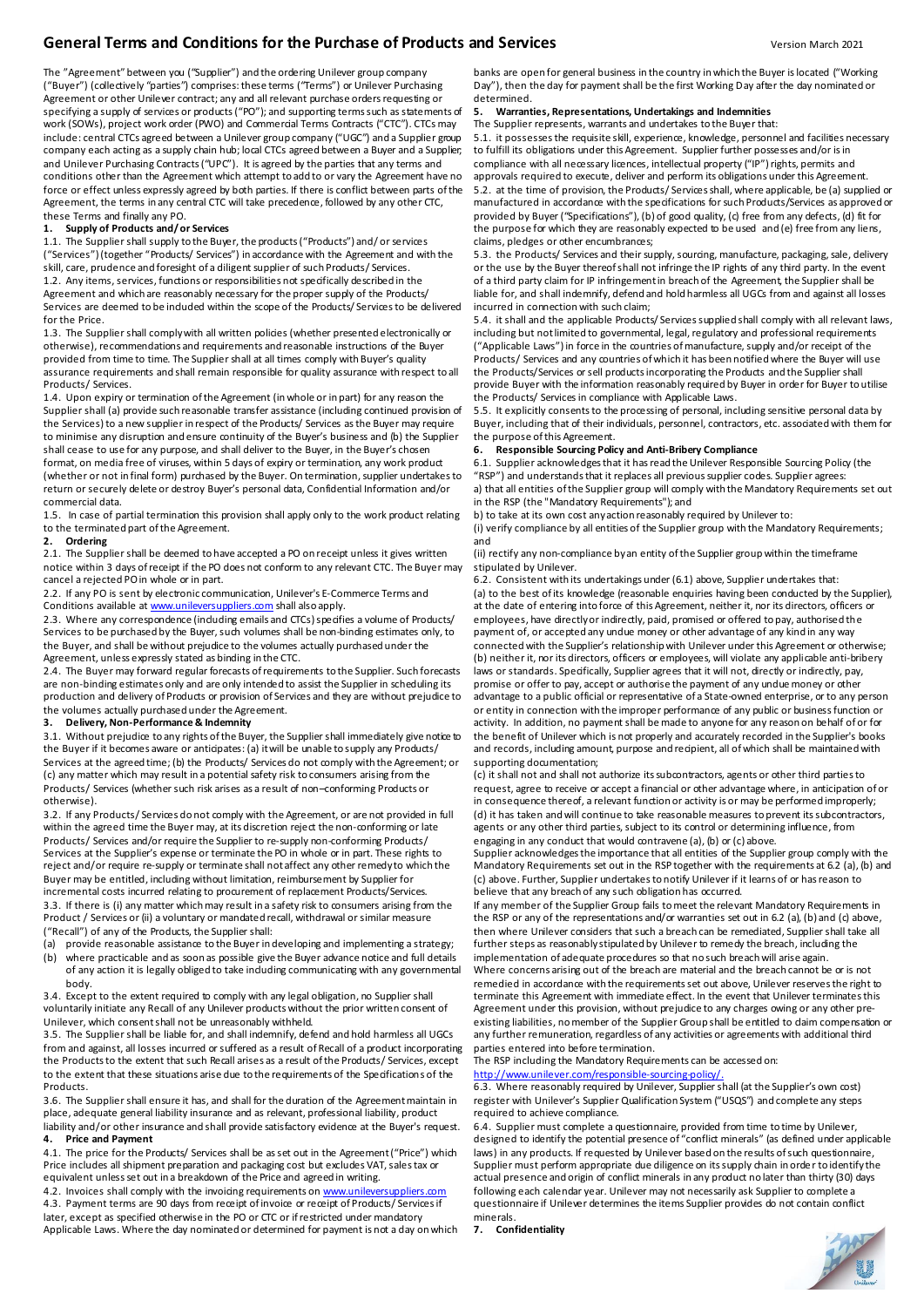# General Terms and Conditions for the Purchase of Products and Services

Version March 2021

The "Agreement" between you ("Supplier") and the ordering Unilever group company ("Buyer") (collectively "parties") comprises: these terms ("Terms") or Unilever Purchasing Agreement or other Unilever contract; any and all relevant purchase orders requesting or specifying a supply of services or products ("PO"); and supporting terms such as statements of work (SOWs), project work order (PWO) and Commercial Terms Contracts ("CTC"). CTCs may include: central CTCs agreed between a Unilever group company ("UGC") and a Supplier group company each acting as a supply chain hub; local CTCs agreed between a Buyer and a Supplier; and Unilever Purchasing Contracts ("UPC"). It is agreed by the parties that any terms and conditions other than the Agreement which attempt to add to or vary the Agreement have no force or effect unless expressly agreed by both parties. If there is conflict between parts of the Agreement, the terms in any central CTC will take precedence, followed by any other CTC, these Terms and finally any PO.

## 1. Supply of Products and/or Services

1.1. The Supplier shall supply to the Buyer, the products ("Products") and/or services ("Services") (together "Products/ Services") in accordance with the Agreement and with the skill, care, prudence and foresight of a diligent supplier of such Products/ Services.

1.2. Any items, services, functions or responsibilities not specifically described in the Agreement and which are reasonably necessary for the proper supply of the Products/ Services are deemed to be included within the scope of the Products/ Services to be delivered for the Price.

1.3. The Supplier shall comply with all written policies (whether presented electronically or otherwise), recommendations and requirements and reasonable instructions of the Buyer provided from time to time. The Supplier shall at all times comply with Buyer's quality assurance requirements and shall remain responsible for quality assurance with respect to all Products/ Services.

1.4. Upon expiry or termination of the Agreement (in whole or in part) for any reason the Supplier shall (a) provide such reasonable transfer assistance (including continued provision of the Services) to a new supplier in respect of the Products/ Services as the Buyer may require to minimise any disruption and ensure continuity of the Buyer's business and (b) the Supplier shall cease to use for any purpose, and shall deliver to the Buyer, in the Buyer's chosen format, on media free of viruses, within 5 days of expiry or termination, any work product (whether or not in final form) purchased by the Buyer. On termination, supplier undertakes to return or securely delete or destroy Buyer's personal data, Confidential Information and/or commercial data.

1.5. In case of partial termination this provision shall apply only to the work product relating to the terminated part of the Agreement.

## 2. Ordering

2.1. The Supplier shall be deemed to have accepted a PO on receipt unless it gives written notice within 3 days of receipt if the PO does not conform to any relevant CTC. The Buyer may cancel a rejected PO in whole or in part.

2.2. If any PO is sent by electronic communication, Unilever's E-Commerce Terms and Conditions available at www.unileversuppliers.com shall also apply.

2.3. Where any correspondence (including emails and CTCs) specifies a volume of Products/ Services to be purchased by the Buyer, such volumes shall be non-binding estimates only, to the Buyer, and shall be without prejudice to the volumes actually purchased under the Agreement, unless expressly stated as binding in the CTC.

2.4. The Buyer may forward regular forecasts of requirements to the Supplier. Such forecasts are non-binding estimates only and are only intended to assist the Supplier in scheduling its production and delivery of Products or provision of Services and they are without prejudice to the volumes actually purchased under the Agreement.

## 3. Delivery, Non-Performance & Indemnity

3.1. Without prejudice to any rights of the Buyer, the Supplier shall immediately give notice to the Buyer if it becomes aware or anticipates: (a) it will be unable to supply any Products/ Services at the agreed time; (b) the Products/ Services do not comply with the Agreement; or (c) any matter which may result in a potential safety risk to consumers arising from the Products/ Services (whether such risk arises as a result of non–conforming Products or otherwise).

3.2. If any Products/ Services do not comply with the Agreement, or are not provided in full within the agreed time the Buyer may, at its discretion reject the non-conforming or late Products/ Services and/or require the Supplier to re-supply non-conforming Products/ Services at the Supplier's expense or terminate the PO in whole or in part. These rights to reject and/or require re-supply or terminate shall not affect any other remedy to which the Buyer may be entitled, including without limitation, reimbursement by Supplier for incremental costs incurred relating to procurement of replacement Products/Services.

3.3. If there is (i) any matter which may result in a safety risk to consumers arising from the Product / Services or (ii) a voluntary or mandated recall, withdrawal or similar measure ("Recall") of any of the Products, the Supplier shall:

(a) provide reasonable assistance to the Buyer in developing and implementing a strategy;
(b) where practicable and as soon as possible give the Buyer advance notice and full details of any action it is legally obliged to take including communicating with any governmental body.

3.4. Except to the extent required to comply with any legal obligation, no Supplier shall voluntarily initiate any Recall of any Unilever products without the prior written consent of Unilever, which consent shall not be unreasonably withheld.

3.5. The Supplier shall be liable for, and shall indemnify, defend and hold harmless all UGCs from and against, all losses incurred or suffered as a result of Recall of a product incorporating the Products to the extent that such Recall arises as a result of the Products/ Services, except to the extent that these situations arise due to the requirements of the Specifications of the Products.

3.6. The Supplier shall ensure it has, and shall for the duration of the Agreement maintain in place, adequate general liability insurance and as relevant, professional liability, product liability and/or other insurance and shall provide satisfactory evidence at the Buyer's request.

## 4. Price and Payment

4.1. The price for the Products/ Services shall be as set out in the Agreement ("Price") which Price includes all shipment preparation and packaging cost but excludes VAT, sales tax or equivalent unless set out in a breakdown of the Price and agreed in writing.

4.2. Invoices shall comply with the invoicing requirements on www.unileversuppliers.com

4.3. Payment terms are 90 days from receipt of invoice or receipt of Products/ Services if later, except as specified otherwise in the PO or CTC or if restricted under mandatory Applicable Laws. Where the day nominated or determined for payment is not a day on which banks are open for general business in the country in which the Buyer is located ("Working Day"), then the day for payment shall be the first Working Day after the day nominated or determined.

## 5. Warranties, Representations, Undertakings and Indemnities

The Supplier represents, warrants and undertakes to the Buyer that:

5.1. it possesses the requisite skill, experience, knowledge, personnel and facilities necessary to fulfill its obligations under this Agreement. Supplier further possesses and/or is in compliance with all necessary licences, intellectual property ("IP") rights, permits and approvals required to execute, deliver and perform its obligations under this Agreement.

5.2. at the time of provision, the Products/ Services shall, where applicable, be (a) supplied or manufactured in accordance with the specifications for such Products/Services as approved or provided by Buyer ("Specifications"), (b) of good quality, (c) free from any defects, (d) fit for the purpose for which they are reasonably expected to be used and (e) free from any liens, claims, pledges or other encumbrances;

5.3. the Products/ Services and their supply, sourcing, manufacture, packaging, sale, delivery or the use by the Buyer thereof shall not infringe the IP rights of any third party. In the event of a third party claim for IP infringement in breach of the Agreement, the Supplier shall be liable for, and shall indemnify, defend and hold harmless all UGCs from and against all losses incurred in connection with such claim;

5.4. it shall and the applicable Products/ Services supplied shall comply with all relevant laws, including but not limited to governmental, legal, regulatory and professional requirements ("Applicable Laws") in force in the countries of manufacture, supply and/or receipt of the Products/ Services and any countries of which it has been notified where the Buyer will use the Products/Services or sell products incorporating the Products and the Supplier shall provide Buyer with the information reasonably required by Buyer in order for Buyer to utilise the Products/ Services in compliance with Applicable Laws.

5.5. It explicitly consents to the processing of personal, including sensitive personal data by Buyer, including that of their individuals, personnel, contractors, etc. associated with them for the purpose of this Agreement.

## 6. Responsible Sourcing Policy and Anti-Bribery Compliance

6.1. Supplier acknowledges that it has read the Unilever Responsible Sourcing Policy (the "RSP") and understands that it replaces all previous supplier codes. Supplier agrees:

a) that all entities of the Supplier group will comply with the Mandatory Requirements set out in the RSP (the "Mandatory Requirements"); and

b) to take at its own cost any action reasonably required by Unilever to:

(i) verify compliance by all entities of the Supplier group with the Mandatory Requirements; and

(ii) rectify any non-compliance by an entity of the Supplier group within the timeframe stipulated by Unilever.

6.2. Consistent with its undertakings under (6.1) above, Supplier undertakes that:

(a) to the best of its knowledge (reasonable enquiries having been conducted by the Supplier), at the date of entering into force of this Agreement, neither it, nor its directors, officers or employees, have directly or indirectly, paid, promised or offered to pay, authorised the payment of, or accepted any undue money or other advantage of any kind in any way connected with the Supplier's relationship with Unilever under this Agreement or otherwise;

(b) neither it, nor its directors, officers or employees, will violate any applicable anti-bribery laws or standards. Specifically, Supplier agrees that it will not, directly or indirectly, pay, promise or offer to pay, accept or authorise the payment of any undue money or other advantage to a public official or representative of a State-owned enterprise, or to any person or entity in connection with the improper performance of any public or business function or activity. In addition, no payment shall be made to anyone for any reason on behalf of or for the benefit of Unilever which is not properly and accurately recorded in the Supplier's books and records, including amount, purpose and recipient, all of which shall be maintained with supporting documentation;

(c) it shall not and shall not authorize its subcontractors, agents or other third parties to request, agree to receive or accept a financial or other advantage where, in anticipation of or in consequence thereof, a relevant function or activity is or may be performed improperly;

(d) it has taken and will continue to take reasonable measures to prevent its subcontractors, agents or any other third parties, subject to its control or determining influence, from engaging in any conduct that would contravene (a), (b) or (c) above.

Supplier acknowledges the importance that all entities of the Supplier group comply with the Mandatory Requirements set out in the RSP together with the requirements at 6.2 (a), (b) and (c) above. Further, Supplier undertakes to notify Unilever if it learns of or has reason to believe that any breach of any such obligation has occurred.

If any member of the Supplier Group fails to meet the relevant Mandatory Requirements in the RSP or any of the representations and/or warranties set out in 6.2 (a), (b) and (c) above, then where Unilever considers that such a breach can be remediated, Supplier shall take all further steps as reasonably stipulated by Unilever to remedy the breach, including the implementation of adequate procedures so that no such breach will arise again.

Where concerns arising out of the breach are material and the breach cannot be or is not remedied in accordance with the requirements set out above, Unilever reserves the right to terminate this Agreement with immediate effect. In the event that Unilever terminates this Agreement under this provision, without prejudice to any charges owing or any other pre-existing liabilities, no member of the Supplier Group shall be entitled to claim compensation or any further remuneration, regardless of any activities or agreements with additional third parties entered into before termination.

The RSP including the Mandatory Requirements can be accessed on: http://www.unilever.com/responsible-sourcing-policy/.

6.3. Where reasonably required by Unilever, Supplier shall (at the Supplier's own cost) register with Unilever's Supplier Qualification System ("USQS") and complete any steps required to achieve compliance.

6.4. Supplier must complete a questionnaire, provided from time to time by Unilever, designed to identify the potential presence of "conflict minerals" (as defined under applicable laws) in any products. If requested by Unilever based on the results of such questionnaire, Supplier must perform appropriate due diligence on its supply chain in order to identify the actual presence and origin of conflict minerals in any product no later than thirty (30) days following each calendar year. Unilever may not necessarily ask Supplier to complete a questionnaire if Unilever determines the items Supplier provides do not contain conflict minerals.

## 7. Confidentiality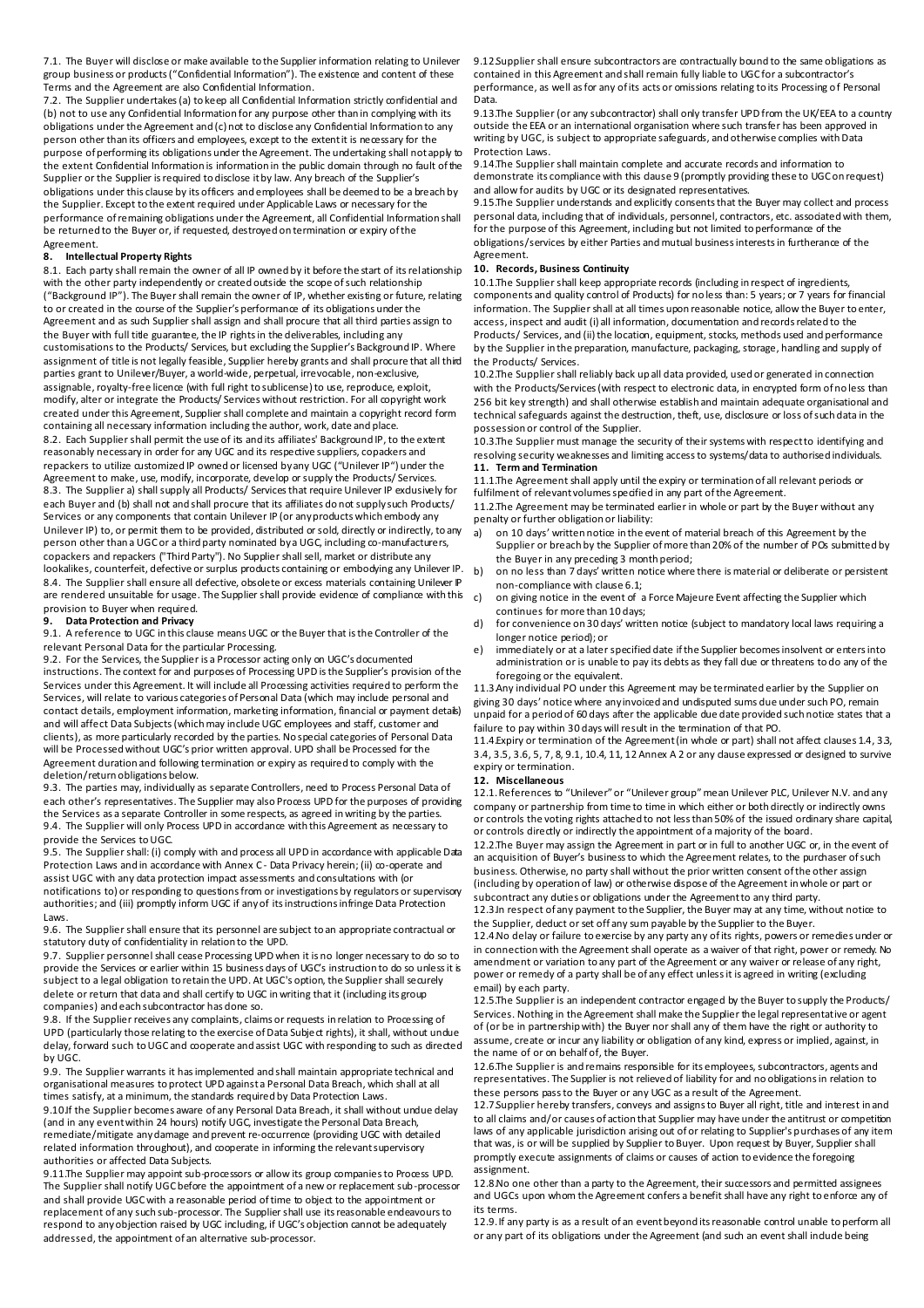7.1. The Buyer will disclose or make available to the Supplier information relating to Unilever group business or products ("Confidential Information"). The existence and content of these Terms and the Agreement are also Confidential Information.

7.2. The Supplier undertakes (a) to keep all Confidential Information strictly confidential and (b) not to use any Confidential Information for any purpose other than in complying with its obligations under the Agreement and (c) not to disclose any Confidential Information to any person other than its officers and employees, except to the extent it is necessary for the purpose of performing its obligations under the Agreement. The undertaking shall not apply to the extent Confidential Information is information in the public domain through no fault of the Supplier or the Supplier is required to disclose it by law. Any breach of the Supplier's obligations under this clause by its officers and employees shall be deemed to be a breach by the Supplier. Except to the extent required under Applicable Laws or necessary for the performance of remaining obligations under the Agreement, all Confidential Information shall be returned to the Buyer or, if requested, destroyed on termination or expiry of the Agreement.

**8. Intellectual Property Rights**

8.1. Each party shall remain the owner of all IP owned by it before the start of its relationship with the other party independently or created outside the scope of such relationship ("Background IP"). The Buyer shall remain the owner of IP, whether existing or future, relating to or created in the course of the Supplier's performance of its obligations under the Agreement and as such Supplier shall assign and shall procure that all third parties assign to the Buyer with full title guarantee, the IP rights in the deliverables, including any customisations to the Products/ Services, but excluding the Supplier's Background IP. Where assignment of title is not legally feasible, Supplier hereby grants and shall procure that all third parties grant to Unilever/Buyer, a world-wide, perpetual, irrevocable, non-exclusive, assignable, royalty-free licence (with full right to sublicense) to use, reproduce, exploit, modify, alter or integrate the Products/ Services without restriction. For all copyright work created under this Agreement, Supplier shall complete and maintain a copyright record form containing all necessary information including the author, work, date and place.

8.2. Each Supplier shall permit the use of its and its affiliates' Background IP, to the extent reasonably necessary in order for any UGC and its respective suppliers, copackers and repackers to utilize customized IP owned or licensed by any UGC ("Unilever IP") under the Agreement to make, use, modify, incorporate, develop or supply the Products/ Services.

8.3. The Supplier a) shall supply all Products/ Services that require Unilever IP exclusively for each Buyer and (b) shall not and shall procure that its affiliates do not supply such Products/ Services or any components that contain Unilever IP (or any products which embody any Unilever IP) to, or permit them to be provided, distributed or sold, directly or indirectly, to any person other than a UGC or a third party nominated by a UGC, including co-manufacturers, copackers and repackers ("Third Party"). No Supplier shall sell, market or distribute any lookalikes, counterfeit, defective or surplus products containing or embodying any Unilever IP.

8.4. The Supplier shall ensure all defective, obsolete or excess materials containing Unilever IP are rendered unsuitable for usage. The Supplier shall provide evidence of compliance with this provision to Buyer when required.

**9. Data Protection and Privacy**

9.1. A reference to UGC in this clause means UGC or the Buyer that is the Controller of the relevant Personal Data for the particular Processing.

9.2. For the Services, the Supplier is a Processor acting only on UGC's documented instructions. The context for and purposes of Processing UPD is the Supplier's provision of the Services under this Agreement. It will include all Processing activities required to perform the Services, will relate to various categories of Personal Data (which may include personal and contact details, employment information, marketing information, financial or payment details) and will affect Data Subjects (which may include UGC employees and staff, customer and clients), as more particularly recorded by the parties. No special categories of Personal Data will be Processed without UGC's prior written approval. UPD shall be Processed for the Agreement duration and following termination or expiry as required to comply with the deletion/return obligations below.

9.3. The parties may, individually as separate Controllers, need to Process Personal Data of each other's representatives. The Supplier may also Process UPD for the purposes of providing the Services as a separate Controller in some respects, as agreed in writing by the parties.

9.4. The Supplier will only Process UPD in accordance with this Agreement as necessary to provide the Services to UGC.

9.5. The Supplier shall: (i) comply with and process all UPD in accordance with applicable Data Protection Laws and in accordance with Annex C - Data Privacy herein; (ii) co-operate and assist UGC with any data protection impact assessments and consultations with (or notifications to) or responding to questions from or investigations by regulators or supervisory authorities; and (iii) promptly inform UGC if any of its instructions infringe Data Protection Laws.

9.6. The Supplier shall ensure that its personnel are subject to an appropriate contractual or statutory duty of confidentiality in relation to the UPD.

9.7. Supplier personnel shall cease Processing UPD when it is no longer necessary to do so to provide the Services or earlier within 15 business days of UGC's instruction to do so unless it is subject to a legal obligation to retain the UPD. At UGC's option, the Supplier shall securely delete or return that data and shall certify to UGC in writing that it (including its group companies) and each subcontractor has done so.

9.8. If the Supplier receives any complaints, claims or requests in relation to Processing of UPD (particularly those relating to the exercise of Data Subject rights), it shall, without undue delay, forward such to UGC and cooperate and assist UGC with responding to such as directed by UGC.

9.9. The Supplier warrants it has implemented and shall maintain appropriate technical and organisational measures to protect UPD against a Personal Data Breach, which shall at all times satisfy, at a minimum, the standards required by Data Protection Laws.

9.10.If the Supplier becomes aware of any Personal Data Breach, it shall without undue delay (and in any event within 24 hours) notify UGC, investigate the Personal Data Breach, remediate/mitigate any damage and prevent re-occurrence (providing UGC with detailed related information throughout), and cooperate in informing the relevant supervisory authorities or affected Data Subjects.

9.11.The Supplier may appoint sub-processors or allow its group companies to Process UPD. The Supplier shall notify UGC before the appointment of a new or replacement sub-processor and shall provide UGC with a reasonable period of time to object to the appointment or replacement of any such sub-processor. The Supplier shall use its reasonable endeavours to respond to any objection raised by UGC including, if UGC's objection cannot be adequately addressed, the appointment of an alternative sub-processor.

9.12.Supplier shall ensure subcontractors are contractually bound to the same obligations as contained in this Agreement and shall remain fully liable to UGC for a subcontractor's performance, as well as for any of its acts or omissions relating to its Processing of Personal Data.

9.13.The Supplier (or any subcontractor) shall only transfer UPD from the UK/EEA to a country outside the EEA or an international organisation where such transfer has been approved in writing by UGC, is subject to appropriate safeguards, and otherwise complies with Data Protection Laws.

9.14.The Supplier shall maintain complete and accurate records and information to demonstrate its compliance with this clause 9 (promptly providing these to UGC on request) and allow for audits by UGC or its designated representatives.

9.15.The Supplier understands and explicitly consents that the Buyer may collect and process personal data, including that of individuals, personnel, contractors, etc. associated with them, for the purpose of this Agreement, including but not limited to performance of the obligations/services by either Parties and mutual business interests in furtherance of the Agreement.

**10. Records, Business Continuity**

10.1.The Supplier shall keep appropriate records (including in respect of ingredients, components and quality control of Products) for no less than: 5 years; or 7 years for financial information. The Supplier shall at all times upon reasonable notice, allow the Buyer to enter, access, inspect and audit (i) all information, documentation and records related to the Products/ Services, and (ii) the location, equipment, stocks, methods used and performance by the Supplier in the preparation, manufacture, packaging, storage, handling and supply of the Products/ Services.

10.2.The Supplier shall reliably back up all data provided, used or generated in connection with the Products/Services (with respect to electronic data, in encrypted form of no less than 256 bit key strength) and shall otherwise establish and maintain adequate organisational and technical safeguards against the destruction, theft, use, disclosure or loss of such data in the possession or control of the Supplier.

10.3.The Supplier must manage the security of their systems with respect to identifying and resolving security weaknesses and limiting access to systems/data to authorised individuals.

**11. Term and Termination**

11.1.The Agreement shall apply until the expiry or termination of all relevant periods or fulfilment of relevant volumes specified in any part of the Agreement.

11.2.The Agreement may be terminated earlier in whole or part by the Buyer without any penalty or further obligation or liability:

a) on 10 days' written notice in the event of material breach of this Agreement by the Supplier or breach by the Supplier of more than 20% of the number of POs submitted by the Buyer in any preceding 3 month period;
b) on no less than 7 days' written notice where there is material or deliberate or persistent non-compliance with clause 6.1;
c) on giving notice in the event of a Force Majeure Event affecting the Supplier which continues for more than 10 days;
d) for convenience on 30 days' written notice (subject to mandatory local laws requiring a longer notice period); or
e) immediately or at a later specified date if the Supplier becomes insolvent or enters into administration or is unable to pay its debts as they fall due or threatens to do any of the foregoing or the equivalent.

11.3.Any individual PO under this Agreement may be terminated earlier by the Supplier on giving 30 days' notice where any invoiced and undisputed sums due under such PO, remain unpaid for a period of 60 days after the applicable due date provided such notice states that a failure to pay within 30 days will result in the termination of that PO.

11.4.Expiry or termination of the Agreement (in whole or part) shall not affect clauses 1.4, 3.3, 3.4, 3.5, 3.6, 5, 7, 8, 9.1, 10.4, 11, 12 Annex A 2 or any clause expressed or designed to survive expiry or termination.

**12. Miscellaneous**

12.1. References to "Unilever" or "Unilever group" mean Unilever PLC, Unilever N.V. and any company or partnership from time to time in which either or both directly or indirectly owns or controls the voting rights attached to not less than 50% of the issued ordinary share capital, or controls directly or indirectly the appointment of a majority of the board.

12.2.The Buyer may assign the Agreement in part or in full to another UGC or, in the event of an acquisition of Buyer's business to which the Agreement relates, to the purchaser of such business. Otherwise, no party shall without the prior written consent of the other assign (including by operation of law) or otherwise dispose of the Agreement in whole or part or subcontract any duties or obligations under the Agreement to any third party.

12.3.In respect of any payment to the Supplier, the Buyer may at any time, without notice to the Supplier, deduct or set off any sum payable by the Supplier to the Buyer.

12.4.No delay or failure to exercise by any party any of its rights, powers or remedies under or in connection with the Agreement shall operate as a waiver of that right, power or remedy. No amendment or variation to any part of the Agreement or any waiver or release of any right, power or remedy of a party shall be of any effect unless it is agreed in writing (excluding email) by each party.

12.5.The Supplier is an independent contractor engaged by the Buyer to supply the Products/ Services. Nothing in the Agreement shall make the Supplier the legal representative or agent of (or be in partnership with) the Buyer nor shall any of them have the right or authority to assume, create or incur any liability or obligation of any kind, express or implied, against, in the name of or on behalf of, the Buyer.

12.6.The Supplier is and remains responsible for its employees, subcontractors, agents and representatives. The Supplier is not relieved of liability for and no obligations in relation to these persons pass to the Buyer or any UGC as a result of the Agreement.

12.7.Supplier hereby transfers, conveys and assigns to Buyer all right, title and interest in and to all claims and/or causes of action that Supplier may have under the antitrust or competition laws of any applicable jurisdiction arising out of or relating to Supplier's purchases of any item that was, is or will be supplied by Supplier to Buyer. Upon request by Buyer, Supplier shall promptly execute assignments of claims or causes of action to evidence the foregoing assignment.

12.8.No one other than a party to the Agreement, their successors and permitted assignees and UGCs upon whom the Agreement confers a benefit shall have any right to enforce any of its terms.

12.9. If any party is as a result of an event beyond its reasonable control unable to perform all or any part of its obligations under the Agreement (and such an event shall include being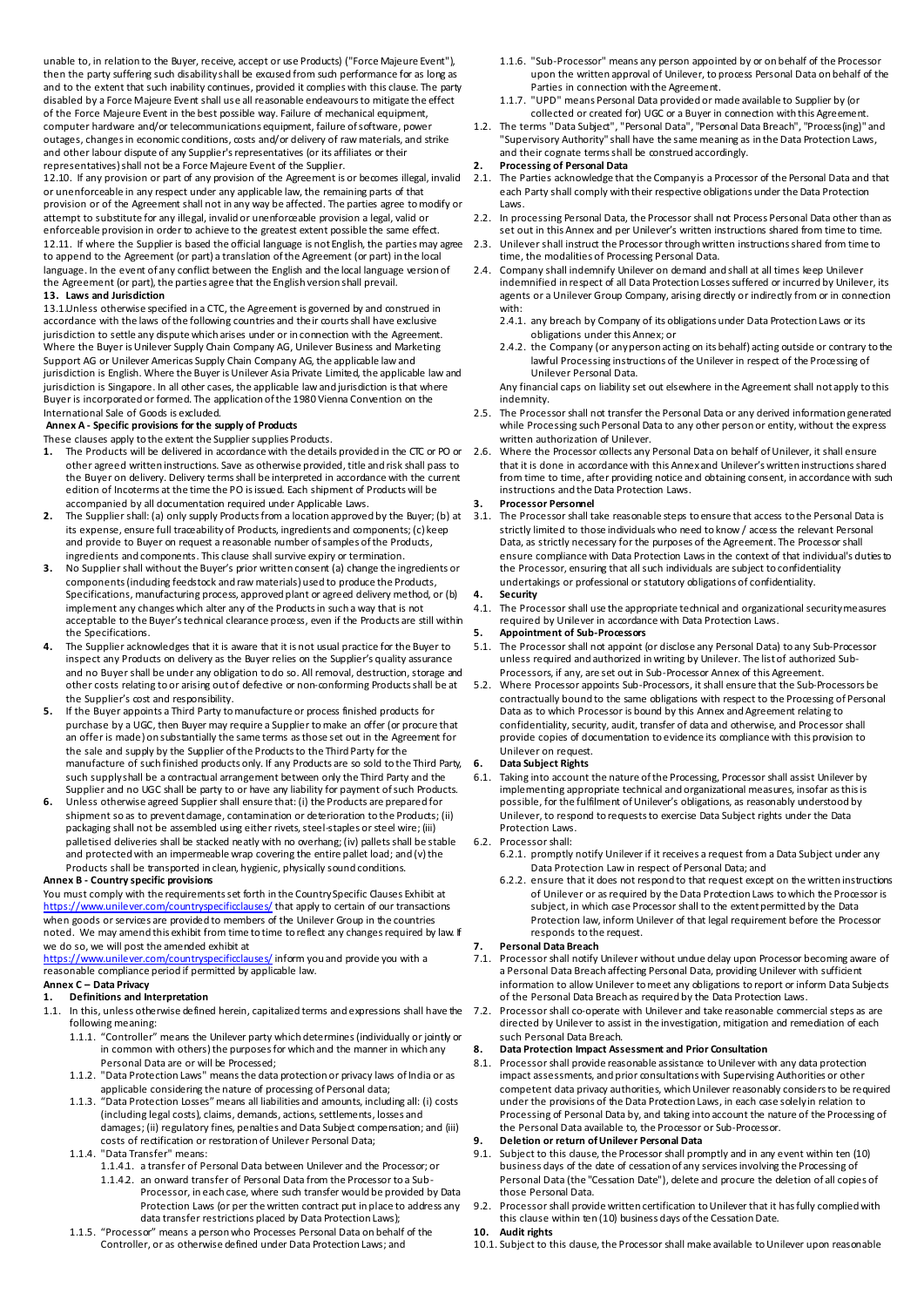unable to, in relation to the Buyer, receive, accept or use Products) ("Force Majeure Event"), then the party suffering such disability shall be excused from such performance for as long as and to the extent that such inability continues, provided it complies with this clause. The party disabled by a Force Majeure Event shall use all reasonable endeavours to mitigate the effect of the Force Majeure Event in the best possible way. Failure of mechanical equipment, computer hardware and/or telecommunications equipment, failure of software, power outages, changes in economic conditions, costs and/or delivery of raw materials, and strike and other labour dispute of any Supplier's representatives (or its affiliates or their representatives) shall not be a Force Majeure Event of the Supplier.

12.10. If any provision or part of any provision of the Agreement is or becomes illegal, invalid or unenforceable in any respect under any applicable law, the remaining parts of that provision or of the Agreement shall not in any way be affected. The parties agree to modify or attempt to substitute for any illegal, invalid or unenforceable provision a legal, valid or enforceable provision in order to achieve to the greatest extent possible the same effect.

12.11. If where the Supplier is based the official language is not English, the parties may agree to append to the Agreement (or part) a translation of the Agreement (or part) in the local language. In the event of any conflict between the English and the local language version of the Agreement (or part), the parties agree that the English version shall prevail.

### 13. Laws and Jurisdiction

13.1. Unless otherwise specified in a CTC, the Agreement is governed by and construed in accordance with the laws of the following countries and their courts shall have exclusive jurisdiction to settle any dispute which arises under or in connection with the Agreement. Where the Buyer is Unilever Supply Chain Company AG, Unilever Business and Marketing Support AG or Unilever Americas Supply Chain Company AG, the applicable law and jurisdiction is English. Where the Buyer is Unilever Asia Private Limited, the applicable law and jurisdiction is Singapore. In all other cases, the applicable law and jurisdiction is that where Buyer is incorporated or formed. The application of the 1980 Vienna Convention on the International Sale of Goods is excluded.

## Annex A - Specific provisions for the supply of Products

These clauses apply to the extent the Supplier supplies Products.

1. The Products will be delivered in accordance with the details provided in the CTC or PO or other agreed written instructions. Save as otherwise provided, title and risk shall pass to the Buyer on delivery. Delivery terms shall be interpreted in accordance with the current edition of Incoterms at the time the PO is issued. Each shipment of Products will be accompanied by all documentation required under Applicable Laws.
2. The Supplier shall: (a) only supply Products from a location approved by the Buyer; (b) at its expense, ensure full traceability of Products, ingredients and components; (c) keep and provide to Buyer on request a reasonable number of samples of the Products, ingredients and components. This clause shall survive expiry or termination.
3. No Supplier shall without the Buyer's prior written consent (a) change the ingredients or components (including feedstock and raw materials) used to produce the Products, Specifications, manufacturing process, approved plant or agreed delivery method, or (b) implement any changes which alter any of the Products in such a way that is not acceptable to the Buyer's technical clearance process, even if the Products are still within the Specifications.
4. The Supplier acknowledges that it is aware that it is not usual practice for the Buyer to inspect any Products on delivery as the Buyer relies on the Supplier's quality assurance and no Buyer shall be under any obligation to do so. All removal, destruction, storage and other costs relating to or arising out of defective or non-conforming Products shall be at the Supplier's cost and responsibility.
5. If the Buyer appoints a Third Party to manufacture or process finished products for purchase by a UGC, then Buyer may require a Supplier to make an offer (or procure that an offer is made) on substantially the same terms as those set out in the Agreement for the sale and supply by the Supplier of the Products to the Third Party for the manufacture of such finished products only. If any Products are so sold to the Third Party, such supply shall be a contractual arrangement between only the Third Party and the Supplier and no UGC shall be party to or have any liability for payment of such Products.
6. Unless otherwise agreed Supplier shall ensure that: (i) the Products are prepared for shipment so as to prevent damage, contamination or deterioration to the Products; (ii) packaging shall not be assembled using either rivets, steel-staples or steel wire; (iii) palletised deliveries shall be stacked neatly with no overhang; (iv) pallets shall be stable and protected with an impermeable wrap covering the entire pallet load; and (v) the Products shall be transported in clean, hygienic, physically sound conditions.

## Annex B - Country specific provisions

You must comply with the requirements set forth in the Country Specific Clauses Exhibit at https://www.unilever.com/countryspecificclauses/ that apply to certain of our transactions when goods or services are provided to members of the Unilever Group in the countries noted. We may amend this exhibit from time to time to reflect any changes required by law. If we do so, we will post the amended exhibit at https://www.unilever.com/countryspecificclauses/ inform you and provide you with a reasonable compliance period if permitted by applicable law.

## Annex C – Data Privacy

### 1. Definitions and Interpretation

1.1. In this, unless otherwise defined herein, capitalized terms and expressions shall have the following meaning:

- 1.1.1. "Controller" means the Unilever party which determines (individually or jointly or in common with others) the purposes for which and the manner in which any Personal Data are or will be Processed;
- 1.1.2. "Data Protection Laws" means the data protection or privacy laws of India or as applicable considering the nature of processing of Personal data;
- 1.1.3. "Data Protection Losses" means all liabilities and amounts, including all: (i) costs (including legal costs), claims, demands, actions, settlements, losses and damages; (ii) regulatory fines, penalties and Data Subject compensation; and (iii) costs of rectification or restoration of Unilever Personal Data;
- 1.1.4. "Data Transfer" means:
  - 1.1.4.1. a transfer of Personal Data between Unilever and the Processor; or
  - 1.1.4.2. an onward transfer of Personal Data from the Processor to a Sub-Processor, in each case, where such transfer would be provided by Data Protection Laws (or per the written contract put in place to address any data transfer restrictions placed by Data Protection Laws);
- 1.1.5. "Processor" means a person who Processes Personal Data on behalf of the Controller, or as otherwise defined under Data Protection Laws; and
- 1.1.6. "Sub-Processor" means any person appointed by or on behalf of the Processor upon the written approval of Unilever, to process Personal Data on behalf of the Parties in connection with the Agreement.
- 1.1.7. "UPD" means Personal Data provided or made available to Supplier by (or collected or created for) UGC or a Buyer in connection with this Agreement.

1.2. The terms "Data Subject", "Personal Data", "Personal Data Breach", "Process(ing)" and "Supervisory Authority" shall have the same meaning as in the Data Protection Laws, and their cognate terms shall be construed accordingly.

### 2. Processing of Personal Data

2.1. The Parties acknowledge that the Company is a Processor of the Personal Data and that each Party shall comply with their respective obligations under the Data Protection Laws.

2.2. In processing Personal Data, the Processor shall not Process Personal Data other than as set out in this Annex and per Unilever's written instructions shared from time to time.

2.3. Unilever shall instruct the Processor through written instructions shared from time to time, the modalities of Processing Personal Data.

2.4. Company shall indemnify Unilever on demand and shall at all times keep Unilever indemnified in respect of all Data Protection Losses suffered or incurred by Unilever, its agents or a Unilever Group Company, arising directly or indirectly from or in connection with:

- 2.4.1. any breach by Company of its obligations under Data Protection Laws or its obligations under this Annex; or
- 2.4.2. the Company (or any person acting on its behalf) acting outside or contrary to the lawful Processing instructions of the Unilever in respect of the Processing of Unilever Personal Data.

Any financial caps on liability set out elsewhere in the Agreement shall not apply to this indemnity.

2.5. The Processor shall not transfer the Personal Data or any derived information generated while Processing such Personal Data to any other person or entity, without the express written authorization of Unilever.

2.6. Where the Processor collects any Personal Data on behalf of Unilever, it shall ensure that it is done in accordance with this Annex and Unilever's written instructions shared from time to time, after providing notice and obtaining consent, in accordance with such instructions and the Data Protection Laws.

### 3. Processor Personnel

3.1. The Processor shall take reasonable steps to ensure that access to the Personal Data is strictly limited to those individuals who need to know / access the relevant Personal Data, as strictly necessary for the purposes of the Agreement. The Processor shall ensure compliance with Data Protection Laws in the context of that individual's duties to the Processor, ensuring that all such individuals are subject to confidentiality undertakings or professional or statutory obligations of confidentiality.

### 4. Security

4.1. The Processor shall use the appropriate technical and organizational security measures required by Unilever in accordance with Data Protection Laws.

### 5. Appointment of Sub-Processors

5.1. The Processor shall not appoint (or disclose any Personal Data) to any Sub-Processor unless required and authorized in writing by Unilever. The list of authorized Sub-Processors, if any, are set out in Sub-Processor Annex of this Agreement.

5.2. Where Processor appoints Sub-Processors, it shall ensure that the Sub-Processors be contractually bound to the same obligations with respect to the Processing of Personal Data as to which Processor is bound by this Annex and Agreement relating to confidentiality, security, audit, transfer of data and otherwise, and Processor shall provide copies of documentation to evidence its compliance with this provision to Unilever on request.

### 6. Data Subject Rights

6.1. Taking into account the nature of the Processing, Processor shall assist Unilever by implementing appropriate technical and organizational measures, insofar as this is possible, for the fulfilment of Unilever's obligations, as reasonably understood by Unilever, to respond to requests to exercise Data Subject rights under the Data Protection Laws.

6.2. Processor shall:

- 6.2.1. promptly notify Unilever if it receives a request from a Data Subject under any Data Protection Law in respect of Personal Data; and
- 6.2.2. ensure that it does not respond to that request except on the written instructions of Unilever or as required by the Data Protection Laws to which the Processor is subject, in which case Processor shall to the extent permitted by the Data Protection law, inform Unilever of that legal requirement before the Processor responds to the request.

### 7. Personal Data Breach

7.1. Processor shall notify Unilever without undue delay upon Processor becoming aware of a Personal Data Breach affecting Personal Data, providing Unilever with sufficient information to allow Unilever to meet any obligations to report or inform Data Subjects of the Personal Data Breach as required by the Data Protection Laws.

7.2. Processor shall co-operate with Unilever and take reasonable commercial steps as are directed by Unilever to assist in the investigation, mitigation and remediation of each such Personal Data Breach.

### 8. Data Protection Impact Assessment and Prior Consultation

8.1. Processor shall provide reasonable assistance to Unilever with any data protection impact assessments, and prior consultations with Supervising Authorities or other competent data privacy authorities, which Unilever reasonably considers to be required under the provisions of the Data Protection Laws, in each case solely in relation to Processing of Personal Data by, and taking into account the nature of the Processing of the Personal Data available to, the Processor or Sub-Processor.

### 9. Deletion or return of Unilever Personal Data

9.1. Subject to this clause, the Processor shall promptly and in any event within ten (10) business days of the date of cessation of any services involving the Processing of Personal Data (the "Cessation Date"), delete and procure the deletion of all copies of those Personal Data.

9.2. Processor shall provide written certification to Unilever that it has fully complied with this clause within ten (10) business days of the Cessation Date.

### 10. Audit rights

10.1. Subject to this clause, the Processor shall make available to Unilever upon reasonable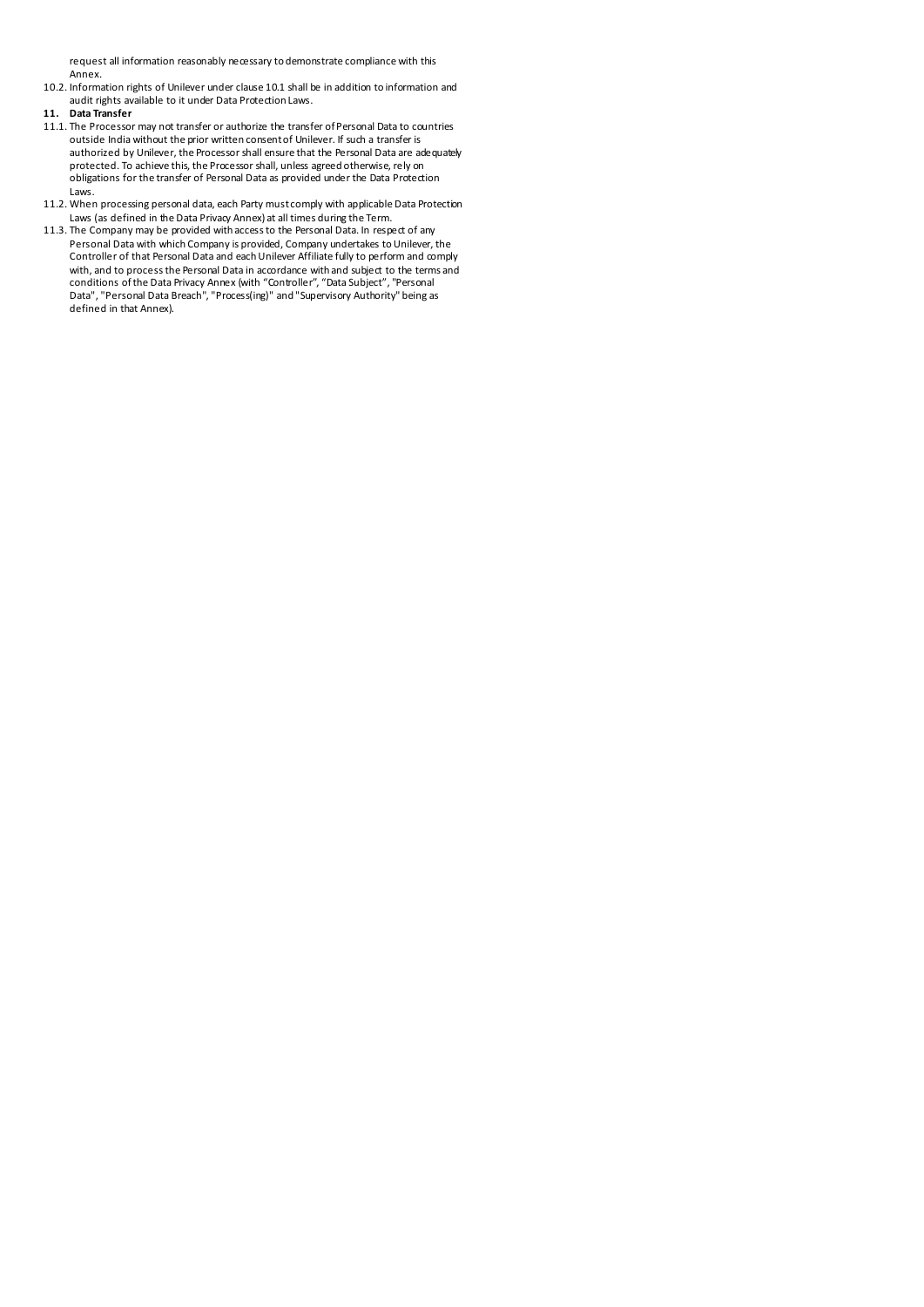request all information reasonably necessary to demonstrate compliance with this Annex.

10.2. Information rights of Unilever under clause 10.1 shall be in addition to information and audit rights available to it under Data Protection Laws.

**11. Data Transfer**

11.1. The Processor may not transfer or authorize the transfer of Personal Data to countries outside India without the prior written consent of Unilever. If such a transfer is authorized by Unilever, the Processor shall ensure that the Personal Data are adequately protected. To achieve this, the Processor shall, unless agreed otherwise, rely on obligations for the transfer of Personal Data as provided under the Data Protection Laws.

11.2. When processing personal data, each Party must comply with applicable Data Protection Laws (as defined in the Data Privacy Annex) at all times during the Term.

11.3. The Company may be provided with access to the Personal Data. In respect of any Personal Data with which Company is provided, Company undertakes to Unilever, the Controller of that Personal Data and each Unilever Affiliate fully to perform and comply with, and to process the Personal Data in accordance with and subject to the terms and conditions of the Data Privacy Annex (with "Controller", "Data Subject", "Personal Data", "Personal Data Breach", "Process(ing)" and "Supervisory Authority" being as defined in that Annex).